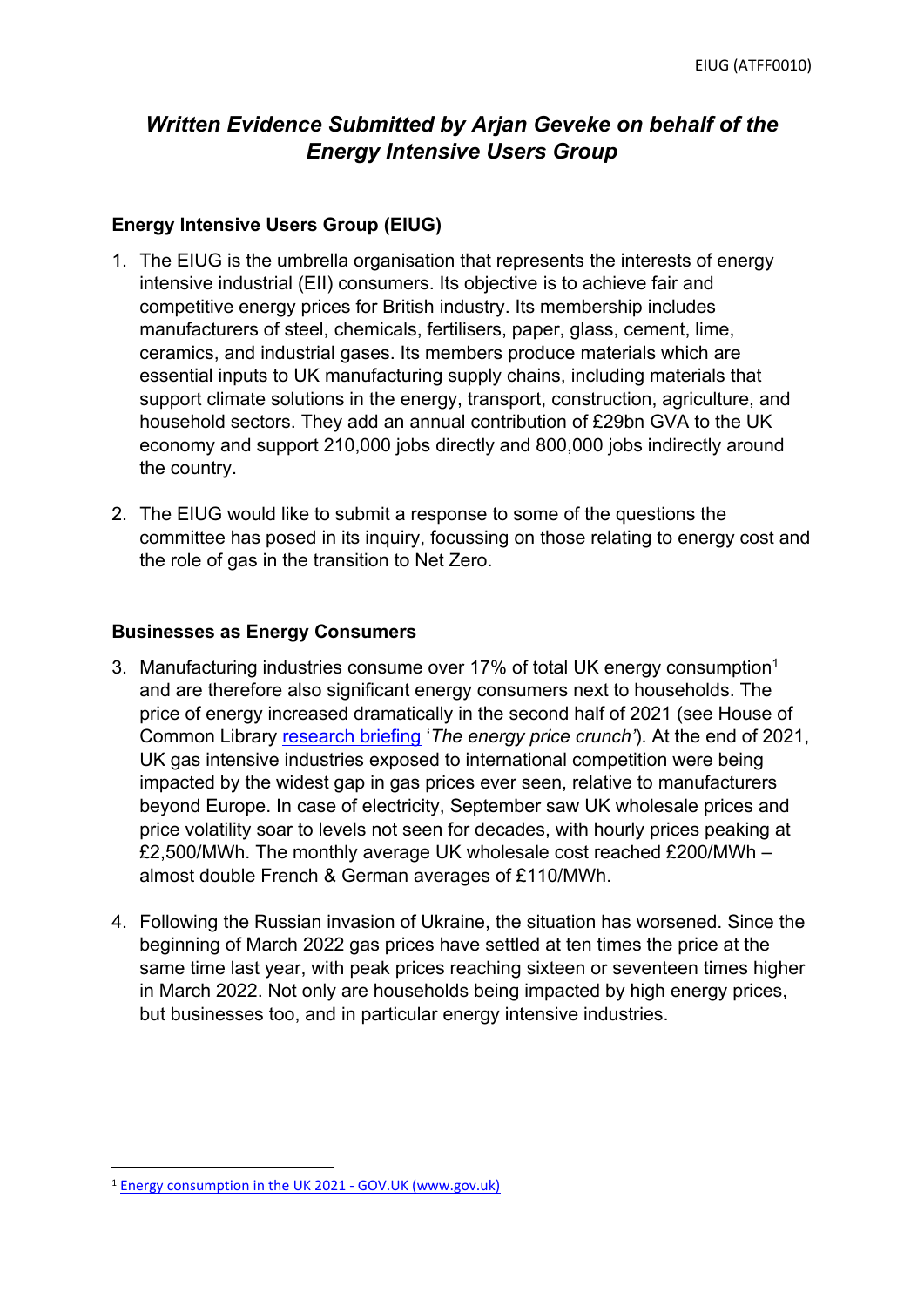# *Written Evidence Submitted by Arjan Geveke on behalf of the Energy Intensive Users Group*

## Energy Intensive Users Group (EIUG)

1. The EIUG is the umbrella organisation that represents the interests of energy intensive industrial (EII) consumers. Its objective is to achieve fair and competitive energy prices for British industry. Its membership includes manufacturers of steel, chemicals, fertilisers, paper, glass, cement, lime, ceramics, and industrial gases. Its members produce materials which are essential inputs to UK manufacturing supply chains, including materials that support climate solutions in the energy, transport, construction, agriculture, and household sectors. They add an annual contribution of £29bn GVA to the UK economy and support 210,000 jobs directly and 800,000 jobs indirectly around the country.

2. The EIUG would like to submit a response to some of the questions the committee has posed in its inquiry, focussing on those relating to energy cost and the role of gas in the transition to Net Zero.

## Businesses as Energy Consumers

3. Manufacturing industries consume over 17% of total UK energy consumption[1] and are therefore also significant energy consumers next to households. The price of energy increased dramatically in the second half of 2021 (see House of Common Library research briefing '*The energy price crunch'*). At the end of 2021, UK gas intensive industries exposed to international competition were being impacted by the widest gap in gas prices ever seen, relative to manufacturers beyond Europe. In case of electricity, September saw UK wholesale prices and price volatility soar to levels not seen for decades, with hourly prices peaking at £2,500/MWh. The monthly average UK wholesale cost reached £200/MWh – almost double French & German averages of £110/MWh.

4. Following the Russian invasion of Ukraine, the situation has worsened. Since the beginning of March 2022 gas prices have settled at ten times the price at the same time last year, with peak prices reaching sixteen or seventeen times higher in March 2022. Not only are households being impacted by high energy prices, but businesses too, and in particular energy intensive industries.

[1] Energy consumption in the UK 2021 - GOV.UK (www.gov.uk)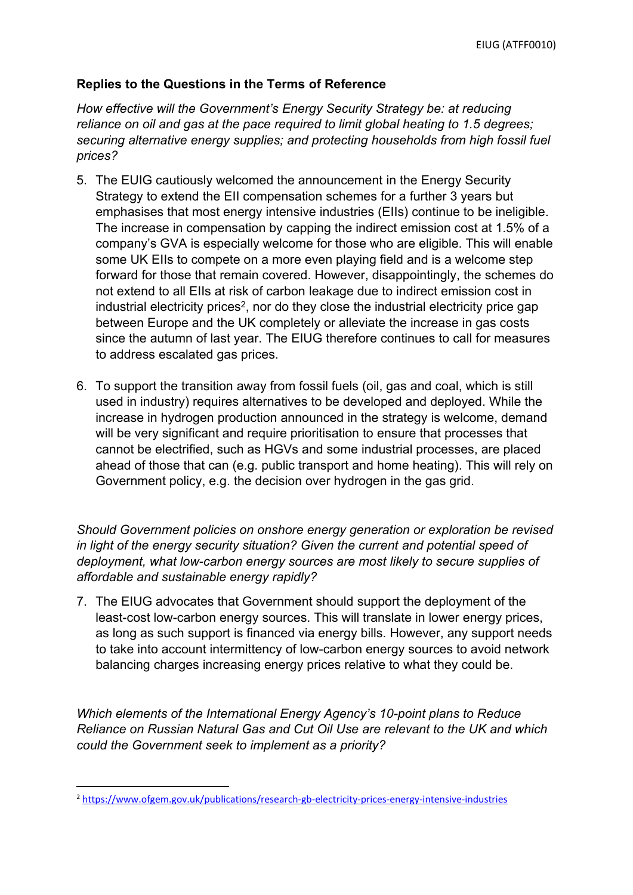**Replies to the Questions in the Terms of Reference**

*How effective will the Government's Energy Security Strategy be: at reducing reliance on oil and gas at the pace required to limit global heating to 1.5 degrees; securing alternative energy supplies; and protecting households from high fossil fuel prices?*

5. The EUIG cautiously welcomed the announcement in the Energy Security Strategy to extend the EII compensation schemes for a further 3 years but emphasises that most energy intensive industries (EIIs) continue to be ineligible. The increase in compensation by capping the indirect emission cost at 1.5% of a company's GVA is especially welcome for those who are eligible. This will enable some UK EIIs to compete on a more even playing field and is a welcome step forward for those that remain covered. However, disappointingly, the schemes do not extend to all EIIs at risk of carbon leakage due to indirect emission cost in industrial electricity prices[2], nor do they close the industrial electricity price gap between Europe and the UK completely or alleviate the increase in gas costs since the autumn of last year. The EIUG therefore continues to call for measures to address escalated gas prices.

6. To support the transition away from fossil fuels (oil, gas and coal, which is still used in industry) requires alternatives to be developed and deployed. While the increase in hydrogen production announced in the strategy is welcome, demand will be very significant and require prioritisation to ensure that processes that cannot be electrified, such as HGVs and some industrial processes, are placed ahead of those that can (e.g. public transport and home heating). This will rely on Government policy, e.g. the decision over hydrogen in the gas grid.

*Should Government policies on onshore energy generation or exploration be revised in light of the energy security situation? Given the current and potential speed of deployment, what low-carbon energy sources are most likely to secure supplies of affordable and sustainable energy rapidly?*

7. The EIUG advocates that Government should support the deployment of the least-cost low-carbon energy sources. This will translate in lower energy prices, as long as such support is financed via energy bills. However, any support needs to take into account intermittency of low-carbon energy sources to avoid network balancing charges increasing energy prices relative to what they could be.

*Which elements of the International Energy Agency's 10-point plans to Reduce Reliance on Russian Natural Gas and Cut Oil Use are relevant to the UK and which could the Government seek to implement as a priority?*

---

[2] https://www.ofgem.gov.uk/publications/research-gb-electricity-prices-energy-intensive-industries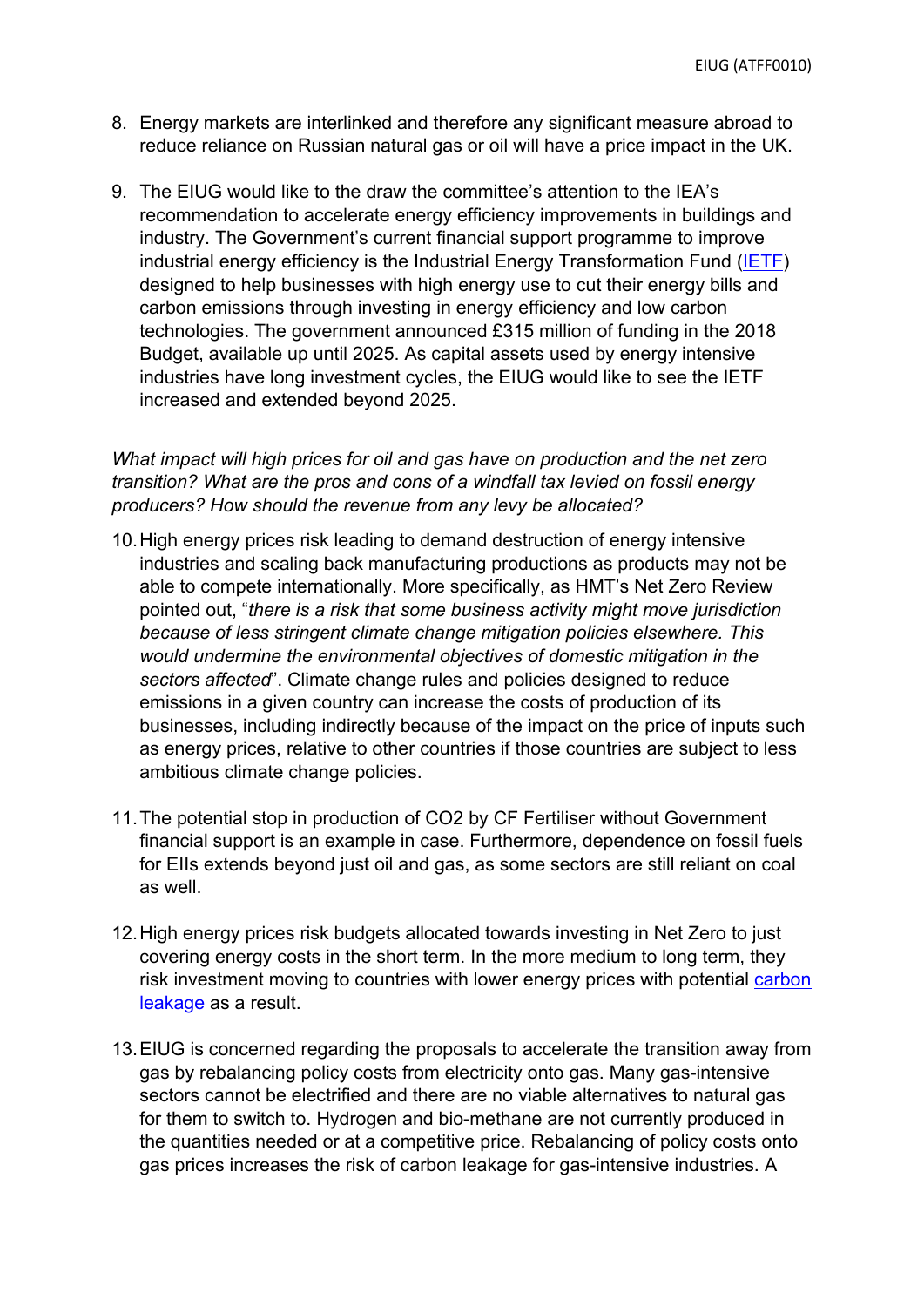8. Energy markets are interlinked and therefore any significant measure abroad to reduce reliance on Russian natural gas or oil will have a price impact in the UK.

9. The EIUG would like to the draw the committee's attention to the IEA's recommendation to accelerate energy efficiency improvements in buildings and industry. The Government's current financial support programme to improve industrial energy efficiency is the Industrial Energy Transformation Fund (IETF) designed to help businesses with high energy use to cut their energy bills and carbon emissions through investing in energy efficiency and low carbon technologies. The government announced £315 million of funding in the 2018 Budget, available up until 2025. As capital assets used by energy intensive industries have long investment cycles, the EIUG would like to see the IETF increased and extended beyond 2025.

*What impact will high prices for oil and gas have on production and the net zero transition? What are the pros and cons of a windfall tax levied on fossil energy producers? How should the revenue from any levy be allocated?*

10. High energy prices risk leading to demand destruction of energy intensive industries and scaling back manufacturing productions as products may not be able to compete internationally. More specifically, as HMT's Net Zero Review pointed out, "*there is a risk that some business activity might move jurisdiction because of less stringent climate change mitigation policies elsewhere. This would undermine the environmental objectives of domestic mitigation in the sectors affected*". Climate change rules and policies designed to reduce emissions in a given country can increase the costs of production of its businesses, including indirectly because of the impact on the price of inputs such as energy prices, relative to other countries if those countries are subject to less ambitious climate change policies.

11. The potential stop in production of $CO_2$ by CF Fertiliser without Government financial support is an example in case. Furthermore, dependence on fossil fuels for EIIs extends beyond just oil and gas, as some sectors are still reliant on coal as well.

12. High energy prices risk budgets allocated towards investing in Net Zero to just covering energy costs in the short term. In the more medium to long term, they risk investment moving to countries with lower energy prices with potential carbon leakage as a result.

13. EIUG is concerned regarding the proposals to accelerate the transition away from gas by rebalancing policy costs from electricity onto gas. Many gas-intensive sectors cannot be electrified and there are no viable alternatives to natural gas for them to switch to. Hydrogen and bio-methane are not currently produced in the quantities needed or at a competitive price. Rebalancing of policy costs onto gas prices increases the risk of carbon leakage for gas-intensive industries. A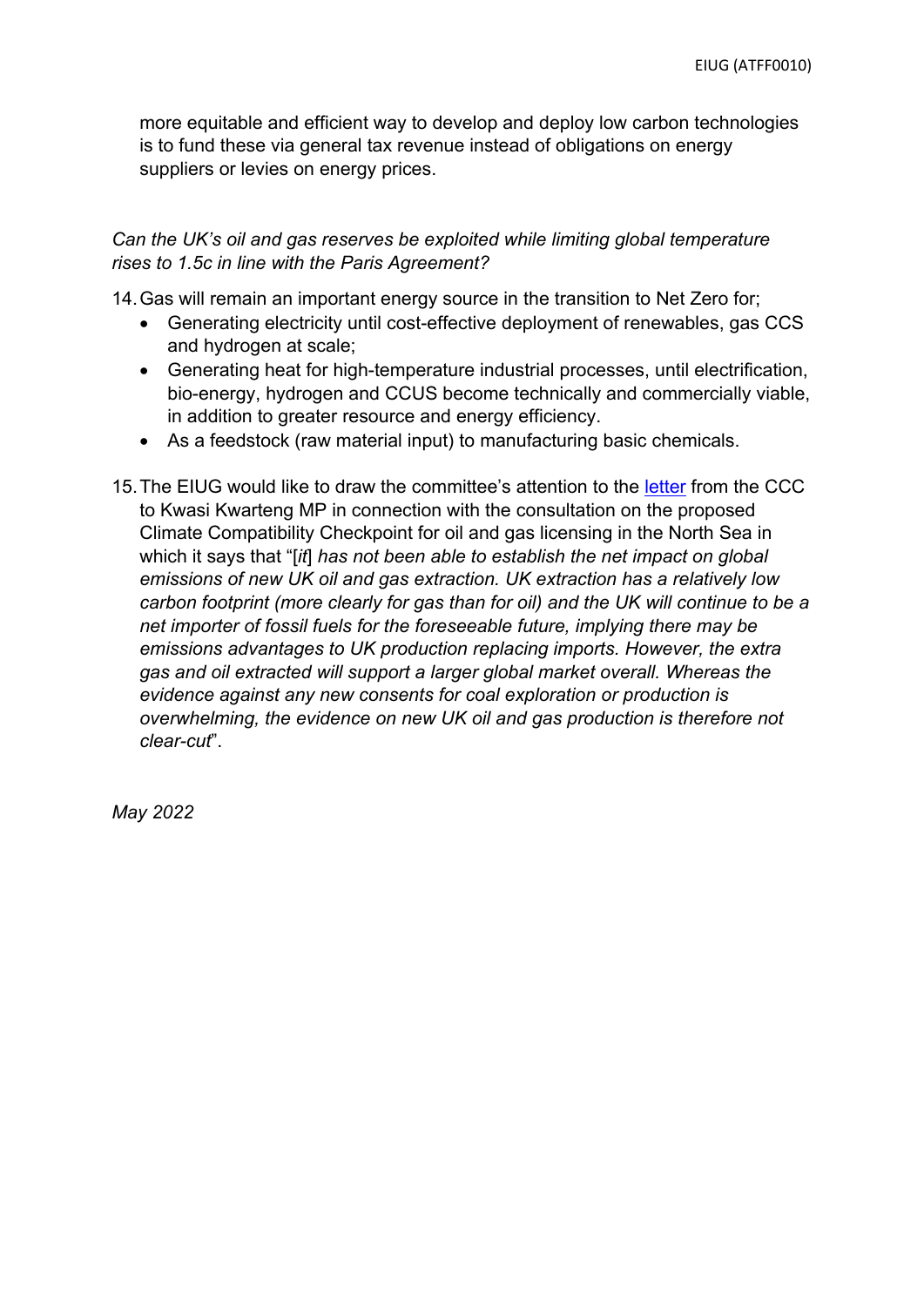more equitable and efficient way to develop and deploy low carbon technologies is to fund these via general tax revenue instead of obligations on energy suppliers or levies on energy prices.

*Can the UK's oil and gas reserves be exploited while limiting global temperature rises to 1.5c in line with the Paris Agreement?*

14. Gas will remain an important energy source in the transition to Net Zero for;
    - Generating electricity until cost-effective deployment of renewables, gas CCS and hydrogen at scale;
    - Generating heat for high-temperature industrial processes, until electrification, bio-energy, hydrogen and CCUS become technically and commercially viable, in addition to greater resource and energy efficiency.
    - As a feedstock (raw material input) to manufacturing basic chemicals.

15. The EIUG would like to draw the committee's attention to the letter from the CCC to Kwasi Kwarteng MP in connection with the consultation on the proposed Climate Compatibility Checkpoint for oil and gas licensing in the North Sea in which it says that "[*it*] *has not been able to establish the net impact on global emissions of new UK oil and gas extraction. UK extraction has a relatively low carbon footprint (more clearly for gas than for oil) and the UK will continue to be a net importer of fossil fuels for the foreseeable future, implying there may be emissions advantages to UK production replacing imports. However, the extra gas and oil extracted will support a larger global market overall. Whereas the evidence against any new consents for coal exploration or production is overwhelming, the evidence on new UK oil and gas production is therefore not clear-cut*".

*May 2022*